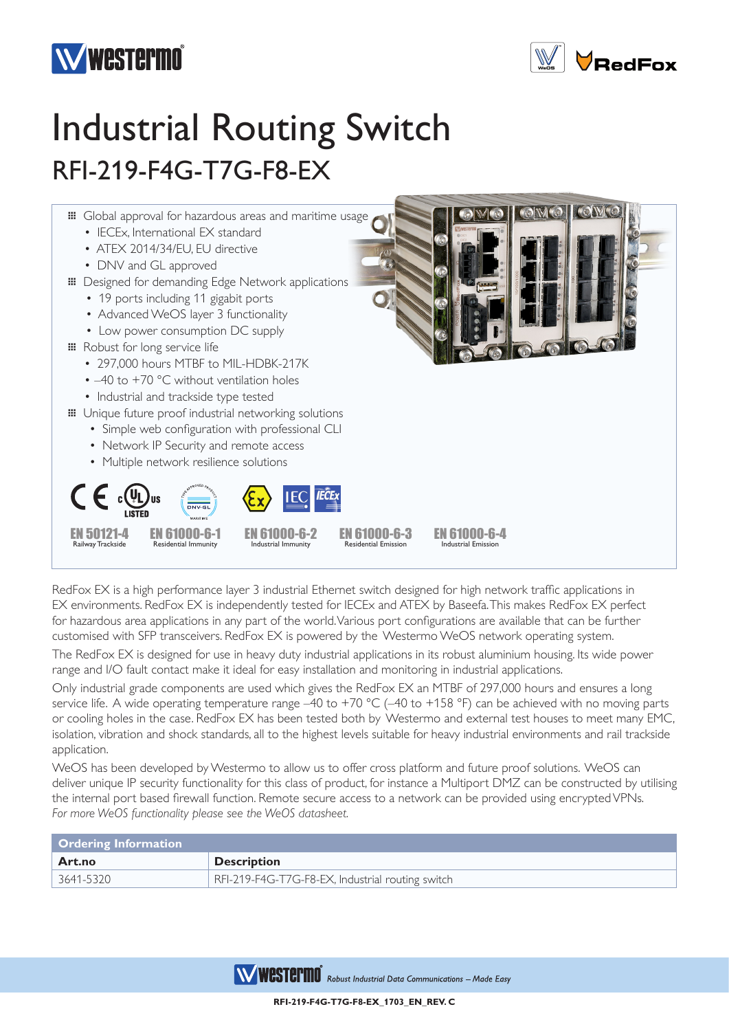# Industrial Routing Switch

## RFI-219-F4G-T7G-F8-EX

- Global approval for hazardous areas and maritime usage
  - IECEx, International EX standard
  - ATEX 2014/34/EU, EU directive
  - DNV and GL approved
- Designed for demanding Edge Network applications
  - 19 ports including 11 gigabit ports
  - Advanced WeOS layer 3 functionality
  - Low power consumption DC supply
- Robust for long service life
  - 297,000 hours MTBF to MIL-HDBK-217K
  - –40 to +70 °C without ventilation holes
  - Industrial and trackside type tested
- Unique future proof industrial networking solutions
  - Simple web configuration with professional CLI
  - Network IP Security and remote access
  - Multiple network resilience solutions

**EN 50121-4** Railway Trackside
**EN 61000-6-1** Residential Immunity
**EN 61000-6-2** Industrial Immunity
**EN 61000-6-3** Residential Emission
**EN 61000-6-4** Industrial Emission

RedFox EX is a high performance layer 3 industrial Ethernet switch designed for high network traffic applications in EX environments. RedFox EX is independently tested for IECEx and ATEX by Baseefa. This makes RedFox EX perfect for hazardous area applications in any part of the world. Various port configurations are available that can be further customised with SFP transceivers. RedFox EX is powered by the Westermo WeOS network operating system.

The RedFox EX is designed for use in heavy duty industrial applications in its robust aluminium housing. Its wide power range and I/O fault contact make it ideal for easy installation and monitoring in industrial applications.

Only industrial grade components are used which gives the RedFox EX an MTBF of 297,000 hours and ensures a long service life. A wide operating temperature range –40 to +70 °C (–40 to +158 °F) can be achieved with no moving parts or cooling holes in the case. RedFox EX has been tested both by Westermo and external test houses to meet many EMC, isolation, vibration and shock standards, all to the highest levels suitable for heavy industrial environments and rail trackside application.

WeOS has been developed by Westermo to allow us to offer cross platform and future proof solutions. WeOS can deliver unique IP security functionality for this class of product, for instance a Multiport DMZ can be constructed by utilising the internal port based firewall function. Remote secure access to a network can be provided using encrypted VPNs.
*For more WeOS functionality please see the WeOS datasheet.*

| Ordering Information | |
|---|---|
| **Art.no** | **Description** |
| 3641-5320 | RFI-219-F4G-T7G-F8-EX, Industrial routing switch |

*Robust Industrial Data Communications – Made Easy*

RFI-219-F4G-T7G-F8-EX_1703_EN_REV. C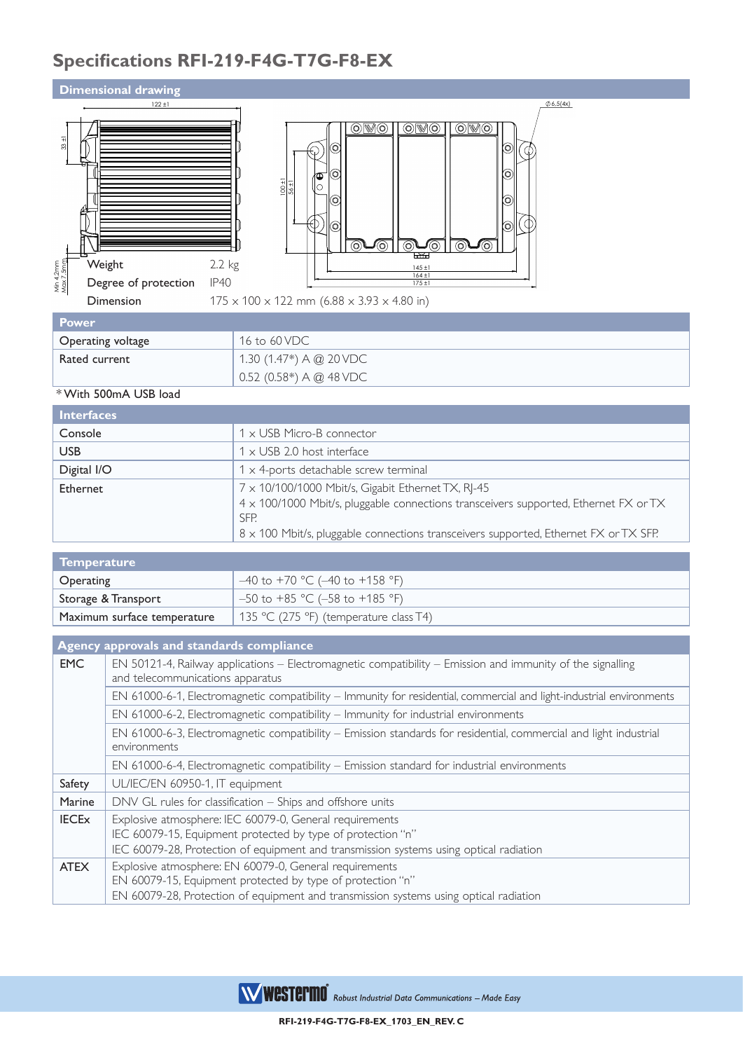## Specifications RFI-219-F4G-T7G-F8-EX

### Dimensional drawing

122 ±1

33 ±1

Min 4.2mm
Max 7.9mm

100 ±1
56 ±1

145 ±1
164 ±1
175 ±1

Ø6.5(4x)

| | |
|---|---|
| Weight | 2.2 kg |
| Degree of protection | IP40 |
| Dimension | 175 x 100 x 122 mm (6.88 x 3.93 x 4.80 in) |

| Power | |
|---|---|
| Operating voltage | 16 to 60 VDC |
| Rated current | 1.30 (1.47*) A @ 20 VDC |
| | 0.52 (0.58*) A @ 48 VDC |

*With 500mA USB load

| Interfaces | |
|---|---|
| Console | 1 x USB Micro-B connector |
| USB | 1 x USB 2.0 host interface |
| Digital I/O | 1 x 4-ports detachable screw terminal |
| Ethernet | 7 x 10/100/1000 Mbit/s, Gigabit Ethernet TX, RJ-45<br>4 x 100/1000 Mbit/s, pluggable connections transceivers supported, Ethernet FX or TX SFP.<br>8 x 100 Mbit/s, pluggable connections transceivers supported, Ethernet FX or TX SFP. |

| Temperature | |
|---|---|
| Operating | –40 to +70 °C (–40 to +158 °F) |
| Storage & Transport | –50 to +85 °C (–58 to +185 °F) |
| Maximum surface temperature | 135 °C (275 °F) (temperature class T4) |

| Agency approvals and standards compliance | |
|---|---|
| EMC | EN 50121-4, Railway applications – Electromagnetic compatibility – Emission and immunity of the signalling and telecommunications apparatus |
| | EN 61000-6-1, Electromagnetic compatibility – Immunity for residential, commercial and light-industrial environments |
| | EN 61000-6-2, Electromagnetic compatibility – Immunity for industrial environments |
| | EN 61000-6-3, Electromagnetic compatibility – Emission standards for residential, commercial and light industrial environments |
| | EN 61000-6-4, Electromagnetic compatibility – Emission standard for industrial environments |
| Safety | UL/IEC/EN 60950-1, IT equipment |
| Marine | DNV GL rules for classification – Ships and offshore units |
| IECEx | Explosive atmosphere: IEC 60079-0, General requirements<br>IEC 60079-15, Equipment protected by type of protection "n"<br>IEC 60079-28, Protection of equipment and transmission systems using optical radiation |
| ATEX | Explosive atmosphere: EN 60079-0, General requirements<br>EN 60079-15, Equipment protected by type of protection "n"<br>EN 60079-28, Protection of equipment and transmission systems using optical radiation |

Westermo *Robust Industrial Data Communications – Made Easy*

RFI-219-F4G-T7G-F8-EX_1703_EN_REV. C